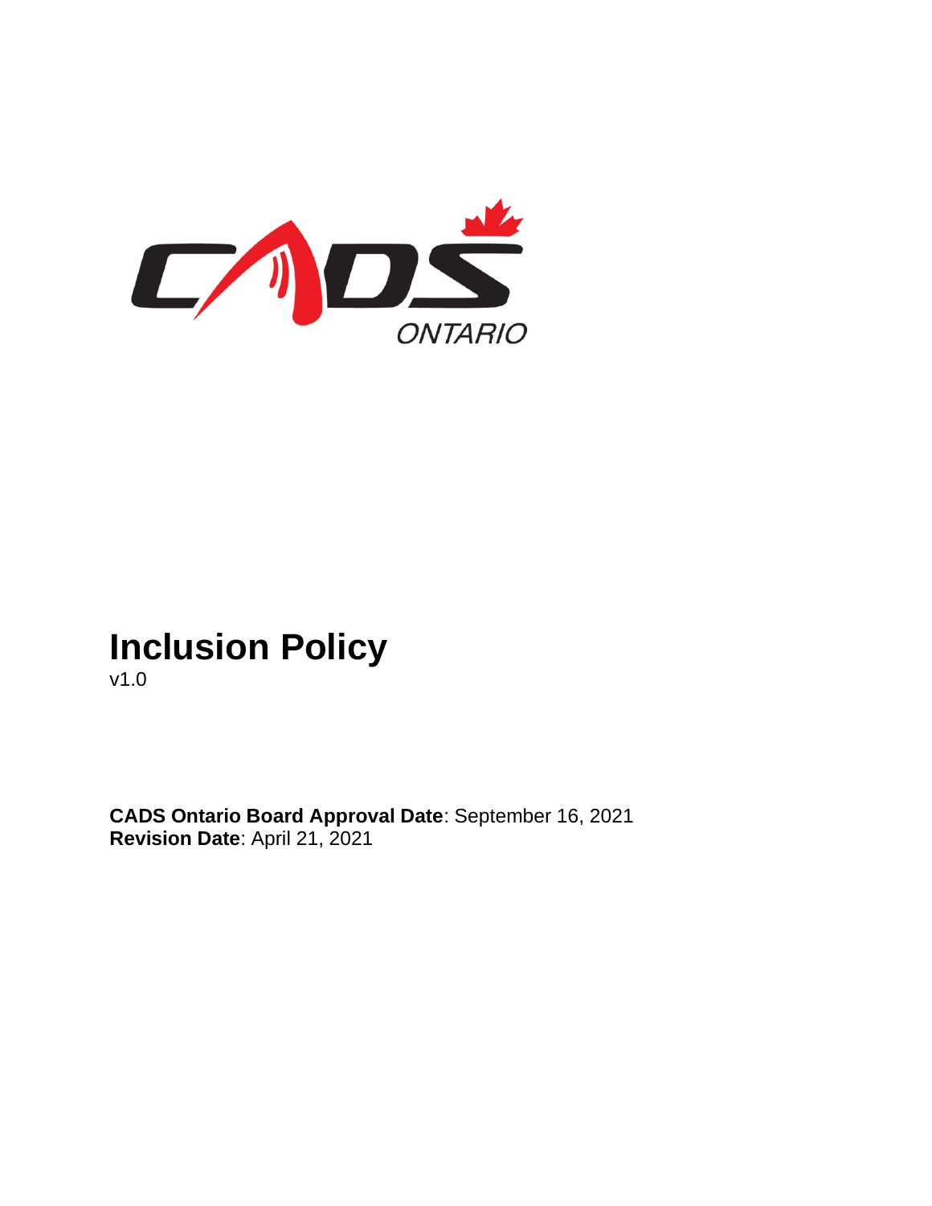# Inclusion Policy

v1.0

**CADS Ontario Board Approval Date**: September 16, 2021
**Revision Date**: April 21, 2021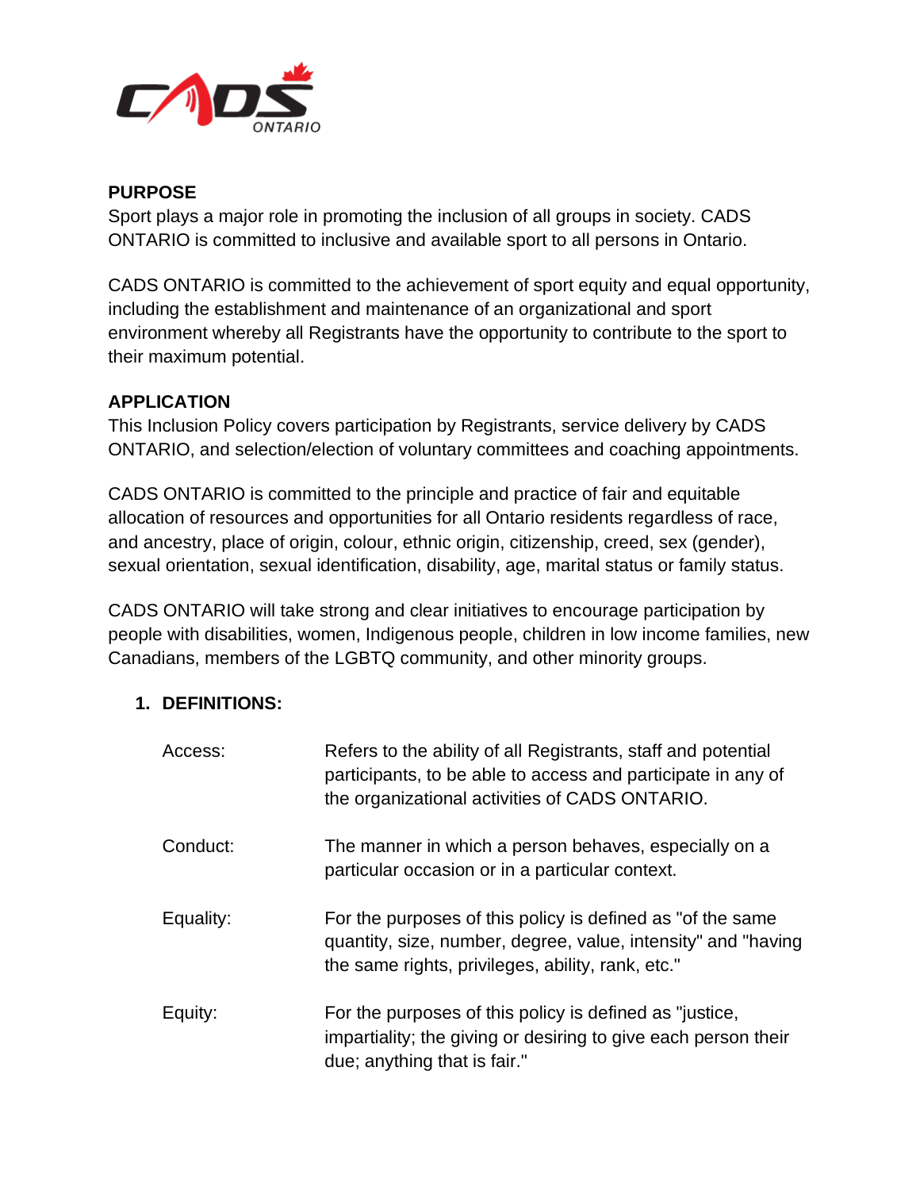## PURPOSE

Sport plays a major role in promoting the inclusion of all groups in society. CADS ONTARIO is committed to inclusive and available sport to all persons in Ontario.

CADS ONTARIO is committed to the achievement of sport equity and equal opportunity, including the establishment and maintenance of an organizational and sport environment whereby all Registrants have the opportunity to contribute to the sport to their maximum potential.

## APPLICATION

This Inclusion Policy covers participation by Registrants, service delivery by CADS ONTARIO, and selection/election of voluntary committees and coaching appointments.

CADS ONTARIO is committed to the principle and practice of fair and equitable allocation of resources and opportunities for all Ontario residents regardless of race, and ancestry, place of origin, colour, ethnic origin, citizenship, creed, sex (gender), sexual orientation, sexual identification, disability, age, marital status or family status.

CADS ONTARIO will take strong and clear initiatives to encourage participation by people with disabilities, women, Indigenous people, children in low income families, new Canadians, members of the LGBTQ community, and other minority groups.

### 1. DEFINITIONS:

| | |
|---|---|
| Access: | Refers to the ability of all Registrants, staff and potential participants, to be able to access and participate in any of the organizational activities of CADS ONTARIO. |
| Conduct: | The manner in which a person behaves, especially on a particular occasion or in a particular context. |
| Equality: | For the purposes of this policy is defined as "of the same quantity, size, number, degree, value, intensity" and "having the same rights, privileges, ability, rank, etc." |
| Equity: | For the purposes of this policy is defined as "justice, impartiality; the giving or desiring to give each person their due; anything that is fair." |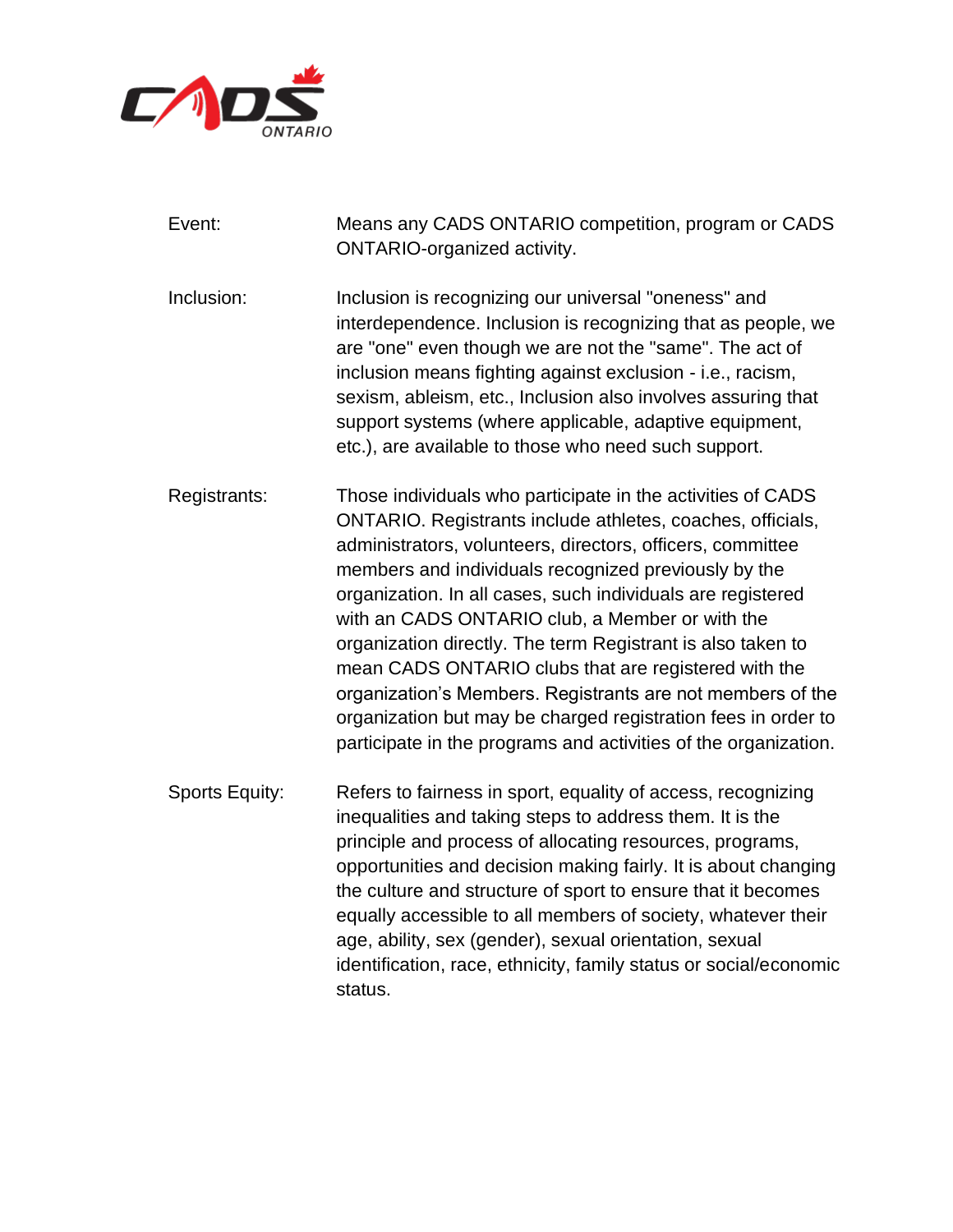**Event:** Means any CADS ONTARIO competition, program or CADS ONTARIO-organized activity.

**Inclusion:** Inclusion is recognizing our universal "oneness" and interdependence. Inclusion is recognizing that as people, we are "one" even though we are not the "same". The act of inclusion means fighting against exclusion - i.e., racism, sexism, ableism, etc., Inclusion also involves assuring that support systems (where applicable, adaptive equipment, etc.), are available to those who need such support.

**Registrants:** Those individuals who participate in the activities of CADS ONTARIO. Registrants include athletes, coaches, officials, administrators, volunteers, directors, officers, committee members and individuals recognized previously by the organization. In all cases, such individuals are registered with an CADS ONTARIO club, a Member or with the organization directly. The term Registrant is also taken to mean CADS ONTARIO clubs that are registered with the organization's Members. Registrants are not members of the organization but may be charged registration fees in order to participate in the programs and activities of the organization.

**Sports Equity:** Refers to fairness in sport, equality of access, recognizing inequalities and taking steps to address them. It is the principle and process of allocating resources, programs, opportunities and decision making fairly. It is about changing the culture and structure of sport to ensure that it becomes equally accessible to all members of society, whatever their age, ability, sex (gender), sexual orientation, sexual identification, race, ethnicity, family status or social/economic status.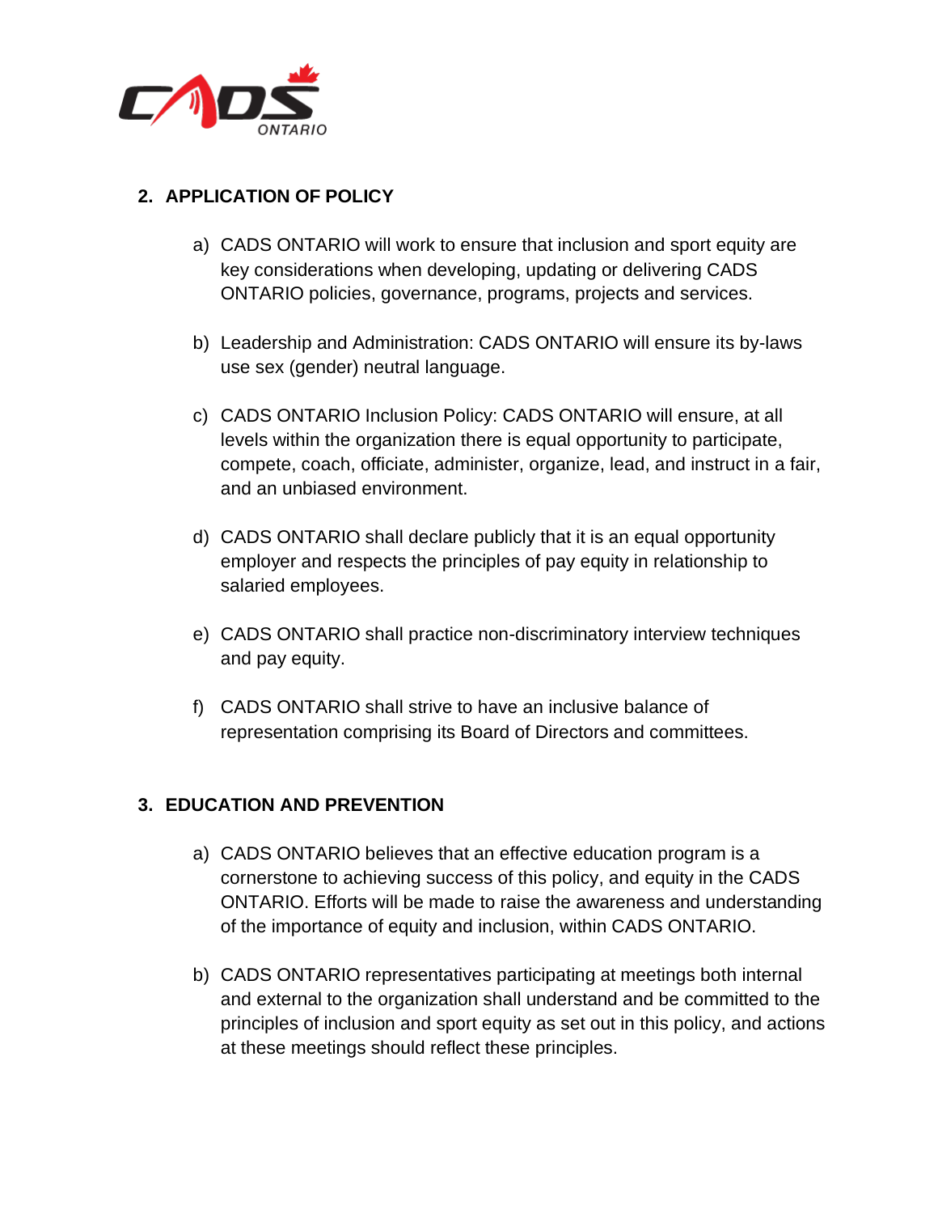## 2. APPLICATION OF POLICY

a) CADS ONTARIO will work to ensure that inclusion and sport equity are key considerations when developing, updating or delivering CADS ONTARIO policies, governance, programs, projects and services.

b) Leadership and Administration: CADS ONTARIO will ensure its by-laws use sex (gender) neutral language.

c) CADS ONTARIO Inclusion Policy: CADS ONTARIO will ensure, at all levels within the organization there is equal opportunity to participate, compete, coach, officiate, administer, organize, lead, and instruct in a fair, and an unbiased environment.

d) CADS ONTARIO shall declare publicly that it is an equal opportunity employer and respects the principles of pay equity in relationship to salaried employees.

e) CADS ONTARIO shall practice non-discriminatory interview techniques and pay equity.

f) CADS ONTARIO shall strive to have an inclusive balance of representation comprising its Board of Directors and committees.

## 3. EDUCATION AND PREVENTION

a) CADS ONTARIO believes that an effective education program is a cornerstone to achieving success of this policy, and equity in the CADS ONTARIO. Efforts will be made to raise the awareness and understanding of the importance of equity and inclusion, within CADS ONTARIO.

b) CADS ONTARIO representatives participating at meetings both internal and external to the organization shall understand and be committed to the principles of inclusion and sport equity as set out in this policy, and actions at these meetings should reflect these principles.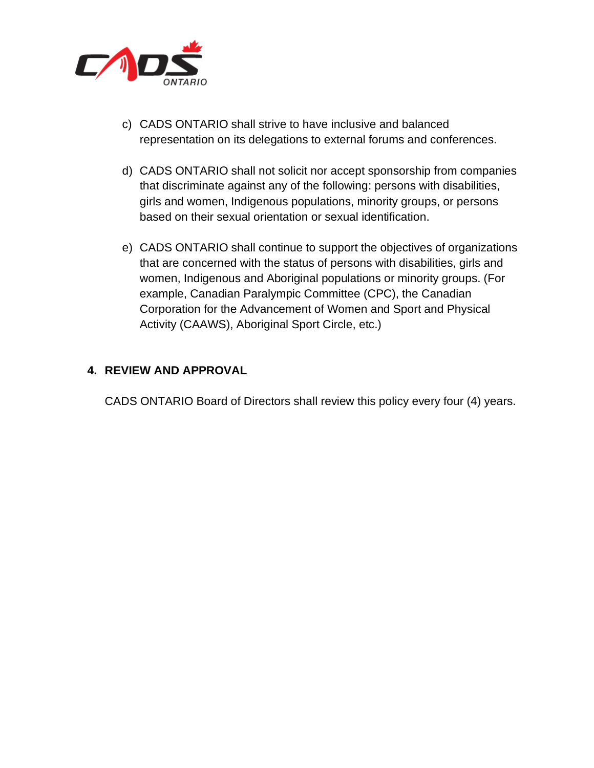c) CADS ONTARIO shall strive to have inclusive and balanced representation on its delegations to external forums and conferences.

d) CADS ONTARIO shall not solicit nor accept sponsorship from companies that discriminate against any of the following: persons with disabilities, girls and women, Indigenous populations, minority groups, or persons based on their sexual orientation or sexual identification.

e) CADS ONTARIO shall continue to support the objectives of organizations that are concerned with the status of persons with disabilities, girls and women, Indigenous and Aboriginal populations or minority groups. (For example, Canadian Paralympic Committee (CPC), the Canadian Corporation for the Advancement of Women and Sport and Physical Activity (CAAWS), Aboriginal Sport Circle, etc.)

## 4. REVIEW AND APPROVAL

CADS ONTARIO Board of Directors shall review this policy every four (4) years.